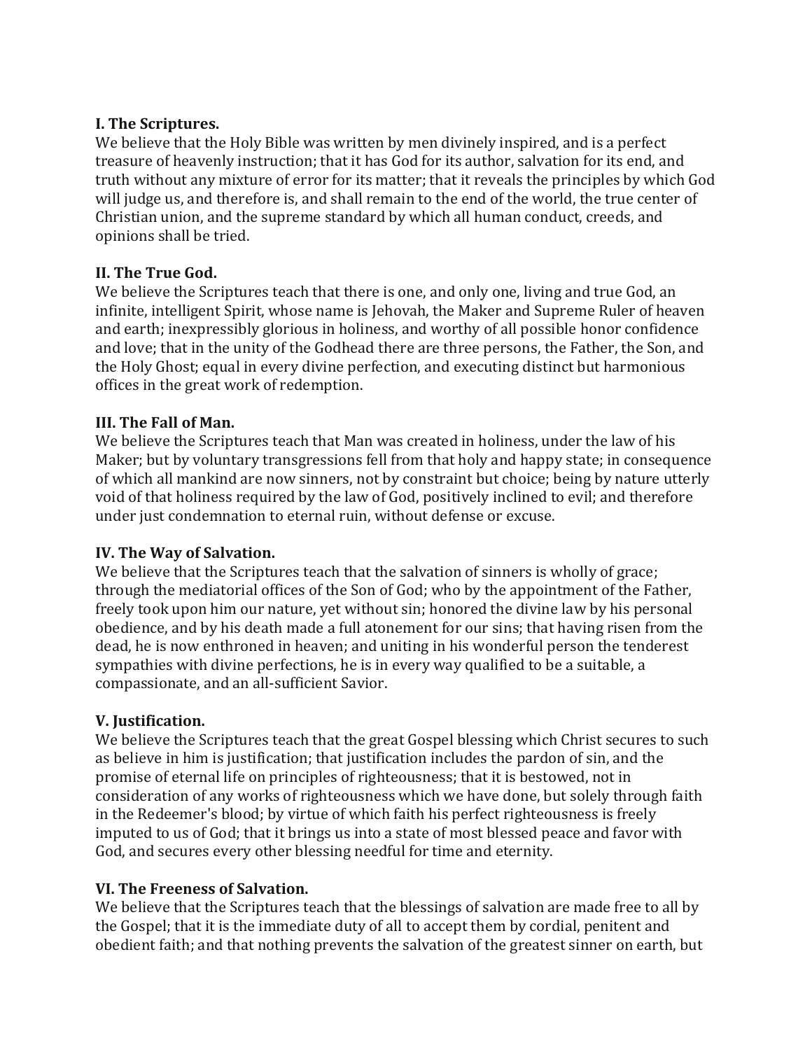**I. The Scriptures.**
We believe that the Holy Bible was written by men divinely inspired, and is a perfect treasure of heavenly instruction; that it has God for its author, salvation for its end, and truth without any mixture of error for its matter; that it reveals the principles by which God will judge us, and therefore is, and shall remain to the end of the world, the true center of Christian union, and the supreme standard by which all human conduct, creeds, and opinions shall be tried.

**II. The True God.**
We believe the Scriptures teach that there is one, and only one, living and true God, an infinite, intelligent Spirit, whose name is Jehovah, the Maker and Supreme Ruler of heaven and earth; inexpressibly glorious in holiness, and worthy of all possible honor confidence and love; that in the unity of the Godhead there are three persons, the Father, the Son, and the Holy Ghost; equal in every divine perfection, and executing distinct but harmonious offices in the great work of redemption.

**III. The Fall of Man.**
We believe the Scriptures teach that Man was created in holiness, under the law of his Maker; but by voluntary transgressions fell from that holy and happy state; in consequence of which all mankind are now sinners, not by constraint but choice; being by nature utterly void of that holiness required by the law of God, positively inclined to evil; and therefore under just condemnation to eternal ruin, without defense or excuse.

**IV. The Way of Salvation.**
We believe that the Scriptures teach that the salvation of sinners is wholly of grace; through the mediatorial offices of the Son of God; who by the appointment of the Father, freely took upon him our nature, yet without sin; honored the divine law by his personal obedience, and by his death made a full atonement for our sins; that having risen from the dead, he is now enthroned in heaven; and uniting in his wonderful person the tenderest sympathies with divine perfections, he is in every way qualified to be a suitable, a compassionate, and an all-sufficient Savior.

**V. Justification.**
We believe the Scriptures teach that the great Gospel blessing which Christ secures to such as believe in him is justification; that justification includes the pardon of sin, and the promise of eternal life on principles of righteousness; that it is bestowed, not in consideration of any works of righteousness which we have done, but solely through faith in the Redeemer's blood; by virtue of which faith his perfect righteousness is freely imputed to us of God; that it brings us into a state of most blessed peace and favor with God, and secures every other blessing needful for time and eternity.

**VI. The Freeness of Salvation.**
We believe that the Scriptures teach that the blessings of salvation are made free to all by the Gospel; that it is the immediate duty of all to accept them by cordial, penitent and obedient faith; and that nothing prevents the salvation of the greatest sinner on earth, but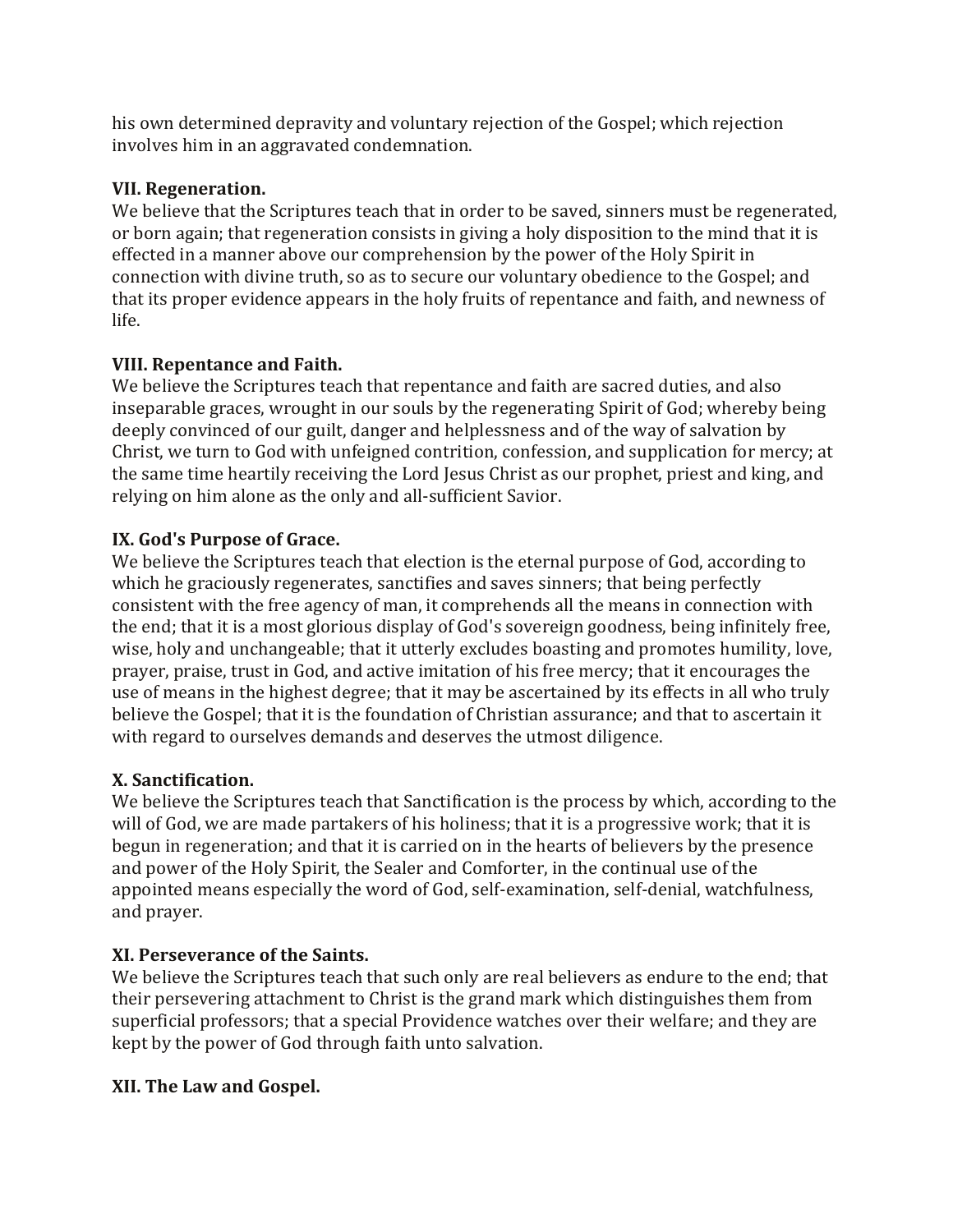his own determined depravity and voluntary rejection of the Gospel; which rejection involves him in an aggravated condemnation.

**VII. Regeneration.**
We believe that the Scriptures teach that in order to be saved, sinners must be regenerated, or born again; that regeneration consists in giving a holy disposition to the mind that it is effected in a manner above our comprehension by the power of the Holy Spirit in connection with divine truth, so as to secure our voluntary obedience to the Gospel; and that its proper evidence appears in the holy fruits of repentance and faith, and newness of life.

**VIII. Repentance and Faith.**
We believe the Scriptures teach that repentance and faith are sacred duties, and also inseparable graces, wrought in our souls by the regenerating Spirit of God; whereby being deeply convinced of our guilt, danger and helplessness and of the way of salvation by Christ, we turn to God with unfeigned contrition, confession, and supplication for mercy; at the same time heartily receiving the Lord Jesus Christ as our prophet, priest and king, and relying on him alone as the only and all-sufficient Savior.

**IX. God's Purpose of Grace.**
We believe the Scriptures teach that election is the eternal purpose of God, according to which he graciously regenerates, sanctifies and saves sinners; that being perfectly consistent with the free agency of man, it comprehends all the means in connection with the end; that it is a most glorious display of God's sovereign goodness, being infinitely free, wise, holy and unchangeable; that it utterly excludes boasting and promotes humility, love, prayer, praise, trust in God, and active imitation of his free mercy; that it encourages the use of means in the highest degree; that it may be ascertained by its effects in all who truly believe the Gospel; that it is the foundation of Christian assurance; and that to ascertain it with regard to ourselves demands and deserves the utmost diligence.

**X. Sanctification.**
We believe the Scriptures teach that Sanctification is the process by which, according to the will of God, we are made partakers of his holiness; that it is a progressive work; that it is begun in regeneration; and that it is carried on in the hearts of believers by the presence and power of the Holy Spirit, the Sealer and Comforter, in the continual use of the appointed means especially the word of God, self-examination, self-denial, watchfulness, and prayer.

**XI. Perseverance of the Saints.**
We believe the Scriptures teach that such only are real believers as endure to the end; that their persevering attachment to Christ is the grand mark which distinguishes them from superficial professors; that a special Providence watches over their welfare; and they are kept by the power of God through faith unto salvation.

**XII. The Law and Gospel.**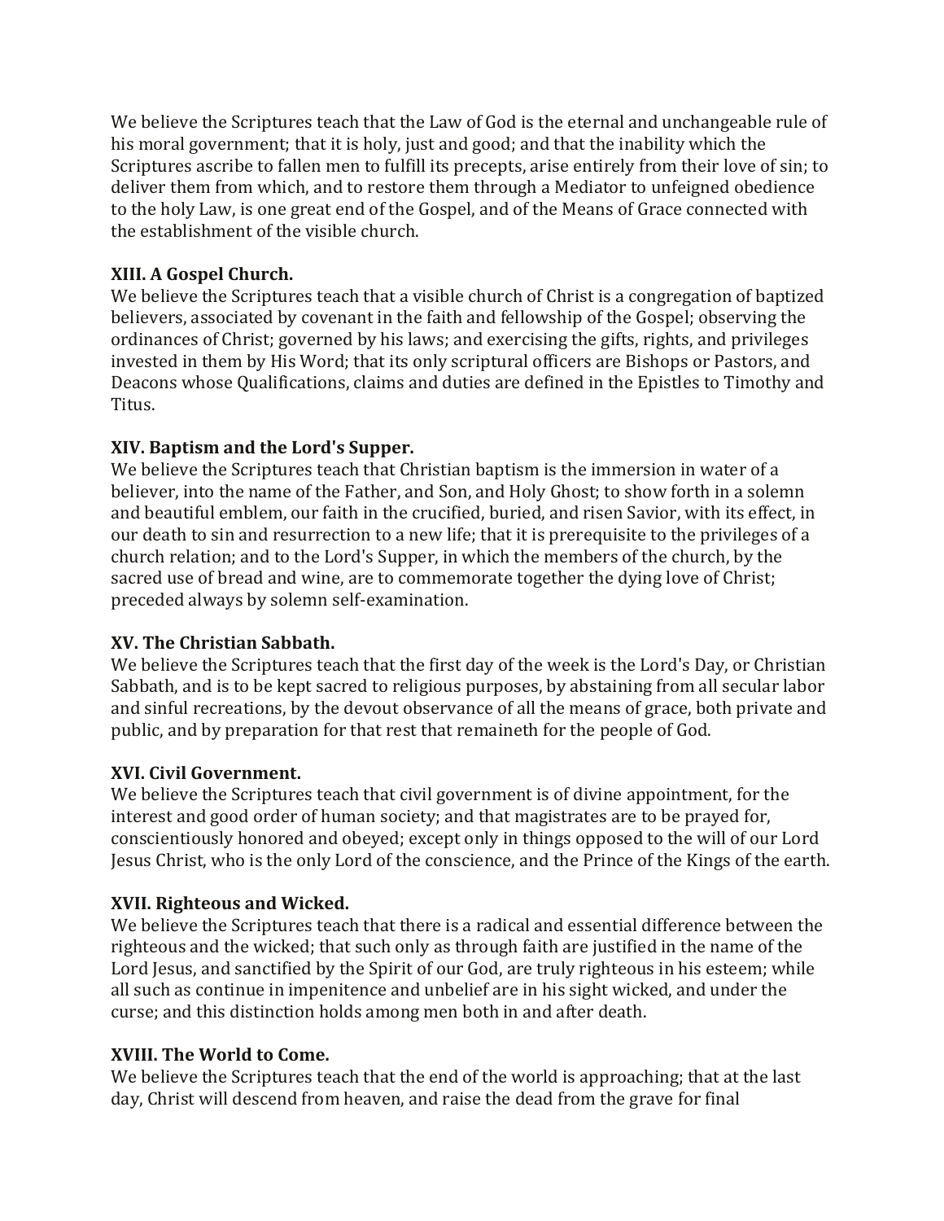We believe the Scriptures teach that the Law of God is the eternal and unchangeable rule of his moral government; that it is holy, just and good; and that the inability which the Scriptures ascribe to fallen men to fulfill its precepts, arise entirely from their love of sin; to deliver them from which, and to restore them through a Mediator to unfeigned obedience to the holy Law, is one great end of the Gospel, and of the Means of Grace connected with the establishment of the visible church.

**XIII. A Gospel Church.**
We believe the Scriptures teach that a visible church of Christ is a congregation of baptized believers, associated by covenant in the faith and fellowship of the Gospel; observing the ordinances of Christ; governed by his laws; and exercising the gifts, rights, and privileges invested in them by His Word; that its only scriptural officers are Bishops or Pastors, and Deacons whose Qualifications, claims and duties are defined in the Epistles to Timothy and Titus.

**XIV. Baptism and the Lord's Supper.**
We believe the Scriptures teach that Christian baptism is the immersion in water of a believer, into the name of the Father, and Son, and Holy Ghost; to show forth in a solemn and beautiful emblem, our faith in the crucified, buried, and risen Savior, with its effect, in our death to sin and resurrection to a new life; that it is prerequisite to the privileges of a church relation; and to the Lord's Supper, in which the members of the church, by the sacred use of bread and wine, are to commemorate together the dying love of Christ; preceded always by solemn self-examination.

**XV. The Christian Sabbath.**
We believe the Scriptures teach that the first day of the week is the Lord's Day, or Christian Sabbath, and is to be kept sacred to religious purposes, by abstaining from all secular labor and sinful recreations, by the devout observance of all the means of grace, both private and public, and by preparation for that rest that remaineth for the people of God.

**XVI. Civil Government.**
We believe the Scriptures teach that civil government is of divine appointment, for the interest and good order of human society; and that magistrates are to be prayed for, conscientiously honored and obeyed; except only in things opposed to the will of our Lord Jesus Christ, who is the only Lord of the conscience, and the Prince of the Kings of the earth.

**XVII. Righteous and Wicked.**
We believe the Scriptures teach that there is a radical and essential difference between the righteous and the wicked; that such only as through faith are justified in the name of the Lord Jesus, and sanctified by the Spirit of our God, are truly righteous in his esteem; while all such as continue in impenitence and unbelief are in his sight wicked, and under the curse; and this distinction holds among men both in and after death.

**XVIII. The World to Come.**
We believe the Scriptures teach that the end of the world is approaching; that at the last day, Christ will descend from heaven, and raise the dead from the grave for final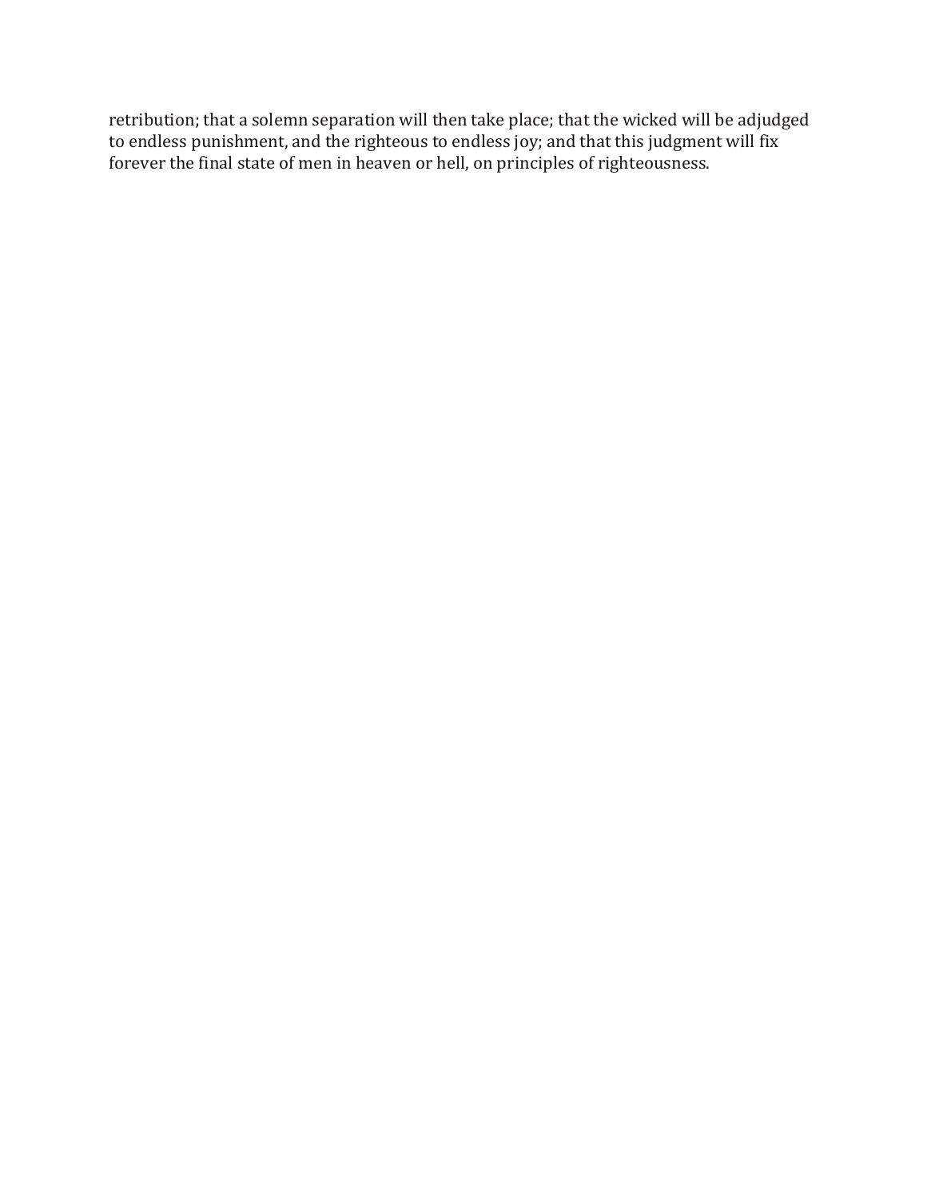retribution; that a solemn separation will then take place; that the wicked will be adjudged to endless punishment, and the righteous to endless joy; and that this judgment will fix forever the final state of men in heaven or hell, on principles of righteousness.